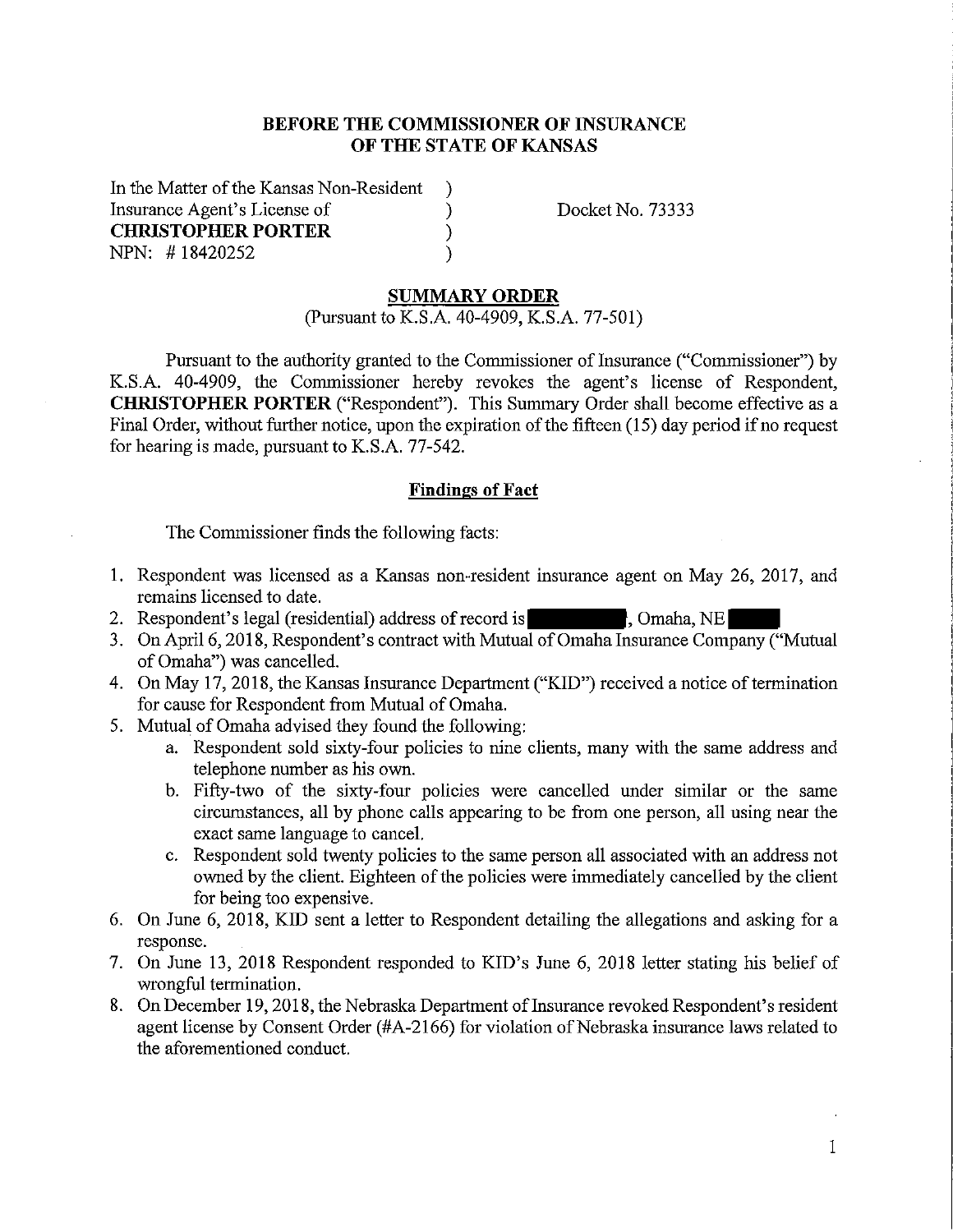# BEFORE THE COMMISSIONER OF INSURANCE OF THE STATE OF KANSAS

| | | |
|---|---|---|
| In the Matter of the Kansas Non-Resident Insurance Agent's License of **CHRISTOPHER PORTER** NPN: # 18420252 | ) ) ) ) | Docket No. 73333 |

## SUMMARY ORDER

(Pursuant to K.S.A. 40-4909, K.S.A. 77-501)

Pursuant to the authority granted to the Commissioner of Insurance ("Commissioner") by K.S.A. 40-4909, the Commissioner hereby revokes the agent's license of Respondent, **CHRISTOPHER PORTER** ("Respondent"). This Summary Order shall become effective as a Final Order, without further notice, upon the expiration of the fifteen (15) day period if no request for hearing is made, pursuant to K.S.A. 77-542.

### Findings of Fact

The Commissioner finds the following facts:

1. Respondent was licensed as a Kansas non-resident insurance agent on May 26, 2017, and remains licensed to date.
2. Respondent's legal (residential) address of record is [REDACTED], Omaha, NE [REDACTED]
3. On April 6, 2018, Respondent's contract with Mutual of Omaha Insurance Company ("Mutual of Omaha") was cancelled.
4. On May 17, 2018, the Kansas Insurance Department ("KID") received a notice of termination for cause for Respondent from Mutual of Omaha.
5. Mutual of Omaha advised they found the following:
   a. Respondent sold sixty-four policies to nine clients, many with the same address and telephone number as his own.
   b. Fifty-two of the sixty-four policies were cancelled under similar or the same circumstances, all by phone calls appearing to be from one person, all using near the exact same language to cancel.
   c. Respondent sold twenty policies to the same person all associated with an address not owned by the client. Eighteen of the policies were immediately cancelled by the client for being too expensive.
6. On June 6, 2018, KID sent a letter to Respondent detailing the allegations and asking for a response.
7. On June 13, 2018 Respondent responded to KID's June 6, 2018 letter stating his belief of wrongful termination.
8. On December 19, 2018, the Nebraska Department of Insurance revoked Respondent's resident agent license by Consent Order (#A-2166) for violation of Nebraska insurance laws related to the aforementioned conduct.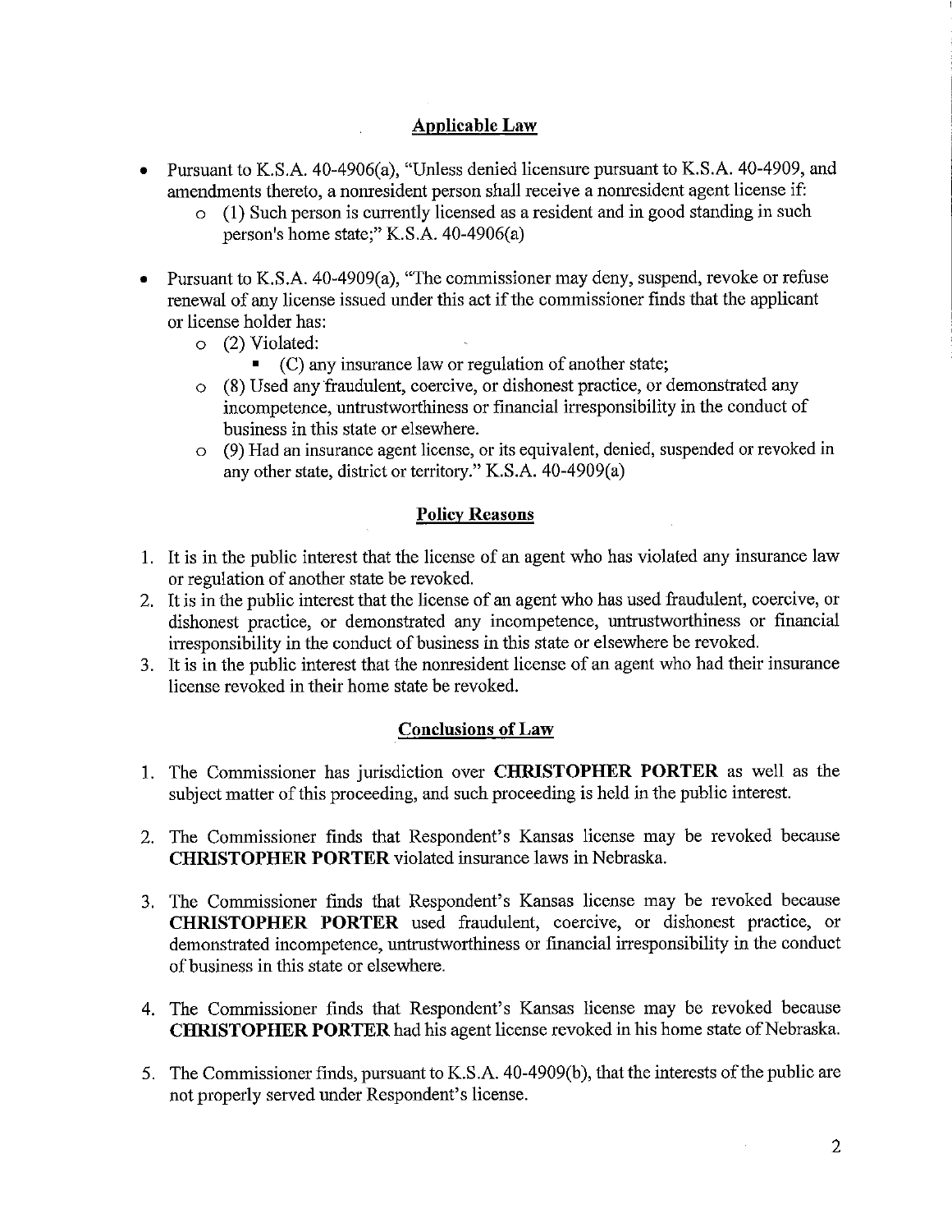## Applicable Law

- Pursuant to K.S.A. 40-4906(a), "Unless denied licensure pursuant to K.S.A. 40-4909, and amendments thereto, a nonresident person shall receive a nonresident agent license if:
  - (1) Such person is currently licensed as a resident and in good standing in such person's home state;" K.S.A. 40-4906(a)

- Pursuant to K.S.A. 40-4909(a), "The commissioner may deny, suspend, revoke or refuse renewal of any license issued under this act if the commissioner finds that the applicant or license holder has:
  - (2) Violated:
    - (C) any insurance law or regulation of another state;
  - (8) Used any fraudulent, coercive, or dishonest practice, or demonstrated any incompetence, untrustworthiness or financial irresponsibility in the conduct of business in this state or elsewhere.
  - (9) Had an insurance agent license, or its equivalent, denied, suspended or revoked in any other state, district or territory." K.S.A. 40-4909(a)

## Policy Reasons

1. It is in the public interest that the license of an agent who has violated any insurance law or regulation of another state be revoked.
2. It is in the public interest that the license of an agent who has used fraudulent, coercive, or dishonest practice, or demonstrated any incompetence, untrustworthiness or financial irresponsibility in the conduct of business in this state or elsewhere be revoked.
3. It is in the public interest that the nonresident license of an agent who had their insurance license revoked in their home state be revoked.

## Conclusions of Law

1. The Commissioner has jurisdiction over **CHRISTOPHER PORTER** as well as the subject matter of this proceeding, and such proceeding is held in the public interest.

2. The Commissioner finds that Respondent's Kansas license may be revoked because **CHRISTOPHER PORTER** violated insurance laws in Nebraska.

3. The Commissioner finds that Respondent's Kansas license may be revoked because **CHRISTOPHER PORTER** used fraudulent, coercive, or dishonest practice, or demonstrated incompetence, untrustworthiness or financial irresponsibility in the conduct of business in this state or elsewhere.

4. The Commissioner finds that Respondent's Kansas license may be revoked because **CHRISTOPHER PORTER** had his agent license revoked in his home state of Nebraska.

5. The Commissioner finds, pursuant to K.S.A. 40-4909(b), that the interests of the public are not properly served under Respondent's license.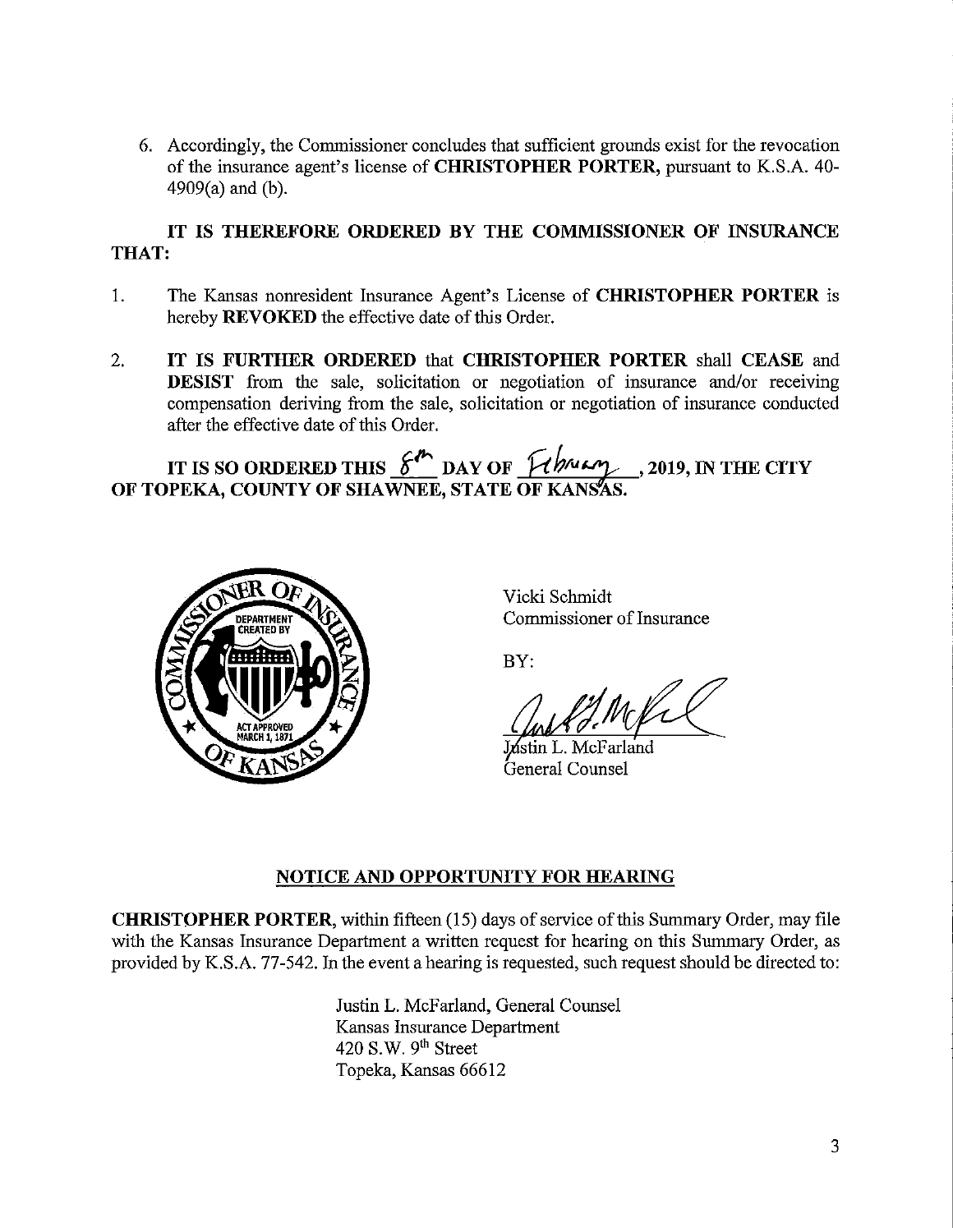6. Accordingly, the Commissioner concludes that sufficient grounds exist for the revocation of the insurance agent's license of **CHRISTOPHER PORTER,** pursuant to K.S.A. 40-4909(a) and (b).

**IT IS THEREFORE ORDERED BY THE COMMISSIONER OF INSURANCE THAT:**

1. The Kansas nonresident Insurance Agent's License of **CHRISTOPHER PORTER** is hereby **REVOKED** the effective date of this Order.

2. **IT IS FURTHER ORDERED** that **CHRISTOPHER PORTER** shall **CEASE** and **DESIST** from the sale, solicitation or negotiation of insurance and/or receiving compensation deriving from the sale, solicitation or negotiation of insurance conducted after the effective date of this Order.

**IT IS SO ORDERED THIS 8th DAY OF February, 2019, IN THE CITY OF TOPEKA, COUNTY OF SHAWNEE, STATE OF KANSAS.**

Vicki Schmidt
Commissioner of Insurance

BY:

Justin L. McFarland
General Counsel

## NOTICE AND OPPORTUNITY FOR HEARING

**CHRISTOPHER PORTER**, within fifteen (15) days of service of this Summary Order, may file with the Kansas Insurance Department a written request for hearing on this Summary Order, as provided by K.S.A. 77-542. In the event a hearing is requested, such request should be directed to:

Justin L. McFarland, General Counsel
Kansas Insurance Department
420 S.W. 9th Street
Topeka, Kansas 66612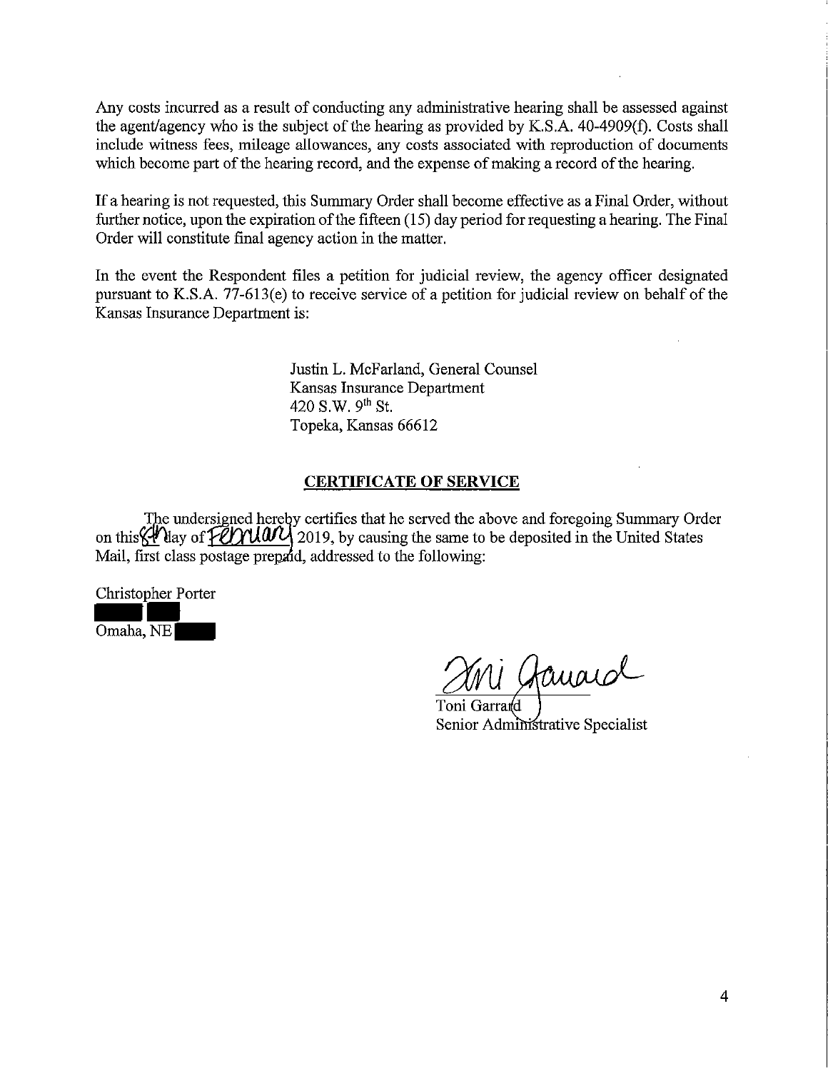Any costs incurred as a result of conducting any administrative hearing shall be assessed against the agent/agency who is the subject of the hearing as provided by K.S.A. 40-4909(f). Costs shall include witness fees, mileage allowances, any costs associated with reproduction of documents which become part of the hearing record, and the expense of making a record of the hearing.

If a hearing is not requested, this Summary Order shall become effective as a Final Order, without further notice, upon the expiration of the fifteen (15) day period for requesting a hearing. The Final Order will constitute final agency action in the matter.

In the event the Respondent files a petition for judicial review, the agency officer designated pursuant to K.S.A. 77-613(e) to receive service of a petition for judicial review on behalf of the Kansas Insurance Department is:

> Justin L. McFarland, General Counsel
> Kansas Insurance Department
> 420 S.W. 9th St.
> Topeka, Kansas 66612

## CERTIFICATE OF SERVICE

The undersigned hereby certifies that he served the above and foregoing Summary Order on this 8th day of February 2019, by causing the same to be deposited in the United States Mail, first class postage prepaid, addressed to the following:

Christopher Porter
[REDACTED]
Omaha, NE [REDACTED]

Toni Garrard
Toni Garrard
Senior Administrative Specialist